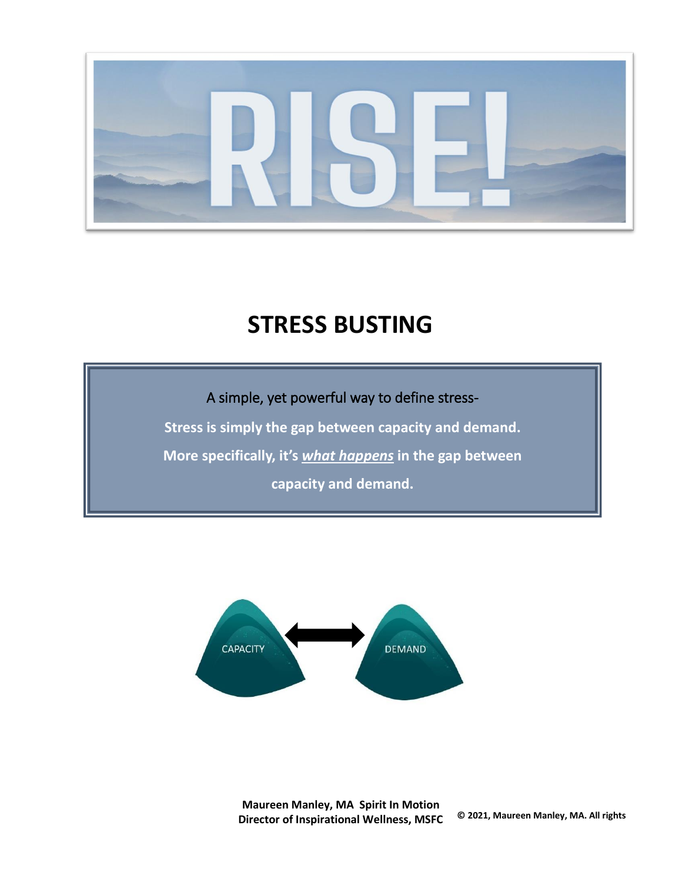# RISE!

## STRESS BUSTING

A simple, yet powerful way to define stress-

**Stress is simply the gap between capacity and demand.**

**More specifically, it's *<u>what happens</u>* in the gap between capacity and demand.**

CAPACITY ⟷ DEMAND

**Maureen Manley, MA Spirit In Motion**
**Director of Inspirational Wellness, MSFC**

**© 2021, Maureen Manley, MA. All rights**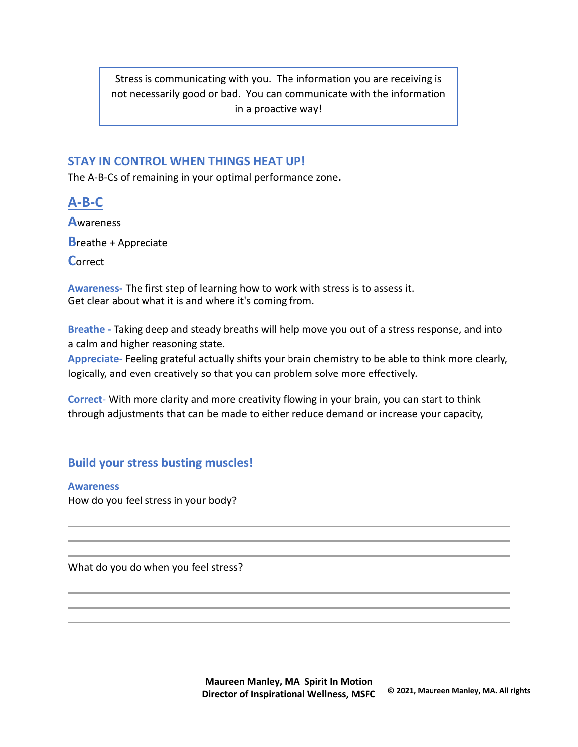> Stress is communicating with you. The information you are receiving is not necessarily good or bad. You can communicate with the information in a proactive way!

## STAY IN CONTROL WHEN THINGS HEAT UP!

The A-B-Cs of remaining in your optimal performance zone**.**

## A-B-C

**A**wareness

**B**reathe + Appreciate

**C**orrect

**Awareness-** The first step of learning how to work with stress is to assess it.
Get clear about what it is and where it's coming from.

**Breathe -** Taking deep and steady breaths will help move you out of a stress response, and into a calm and higher reasoning state.

**Appreciate-** Feeling grateful actually shifts your brain chemistry to be able to think more clearly, logically, and even creatively so that you can problem solve more effectively.

**Correct-** With more clarity and more creativity flowing in your brain, you can start to think through adjustments that can be made to either reduce demand or increase your capacity,

## Build your stress busting muscles!

**Awareness**

How do you feel stress in your body?

\_\_\_\_\_\_\_\_\_\_\_\_\_\_\_\_\_\_\_\_\_\_\_\_\_\_\_\_\_\_\_\_\_\_\_\_\_\_\_\_\_\_\_\_\_\_\_\_\_\_\_\_

\_\_\_\_\_\_\_\_\_\_\_\_\_\_\_\_\_\_\_\_\_\_\_\_\_\_\_\_\_\_\_\_\_\_\_\_\_\_\_\_\_\_\_\_\_\_\_\_\_\_\_\_

\_\_\_\_\_\_\_\_\_\_\_\_\_\_\_\_\_\_\_\_\_\_\_\_\_\_\_\_\_\_\_\_\_\_\_\_\_\_\_\_\_\_\_\_\_\_\_\_\_\_\_\_

What do you do when you feel stress?

\_\_\_\_\_\_\_\_\_\_\_\_\_\_\_\_\_\_\_\_\_\_\_\_\_\_\_\_\_\_\_\_\_\_\_\_\_\_\_\_\_\_\_\_\_\_\_\_\_\_\_\_

\_\_\_\_\_\_\_\_\_\_\_\_\_\_\_\_\_\_\_\_\_\_\_\_\_\_\_\_\_\_\_\_\_\_\_\_\_\_\_\_\_\_\_\_\_\_\_\_\_\_\_\_

\_\_\_\_\_\_\_\_\_\_\_\_\_\_\_\_\_\_\_\_\_\_\_\_\_\_\_\_\_\_\_\_\_\_\_\_\_\_\_\_\_\_\_\_\_\_\_\_\_\_\_\_

**Maureen Manley, MA Spirit In Motion**
**Director of Inspirational Wellness, MSFC**

**© 2021, Maureen Manley, MA. All rights**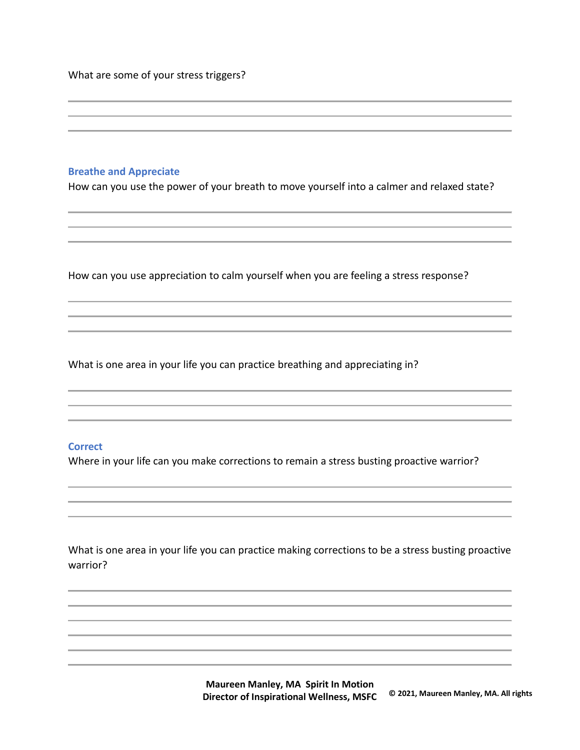What are some of your stress triggers?

### Breathe and Appreciate

How can you use the power of your breath to move yourself into a calmer and relaxed state?

How can you use appreciation to calm yourself when you are feeling a stress response?

What is one area in your life you can practice breathing and appreciating in?

### Correct

Where in your life can you make corrections to remain a stress busting proactive warrior?

What is one area in your life you can practice making corrections to be a stress busting proactive warrior?

**Maureen Manley, MA Spirit In Motion**
**Director of Inspirational Wellness, MSFC**

**© 2021, Maureen Manley, MA. All rights**